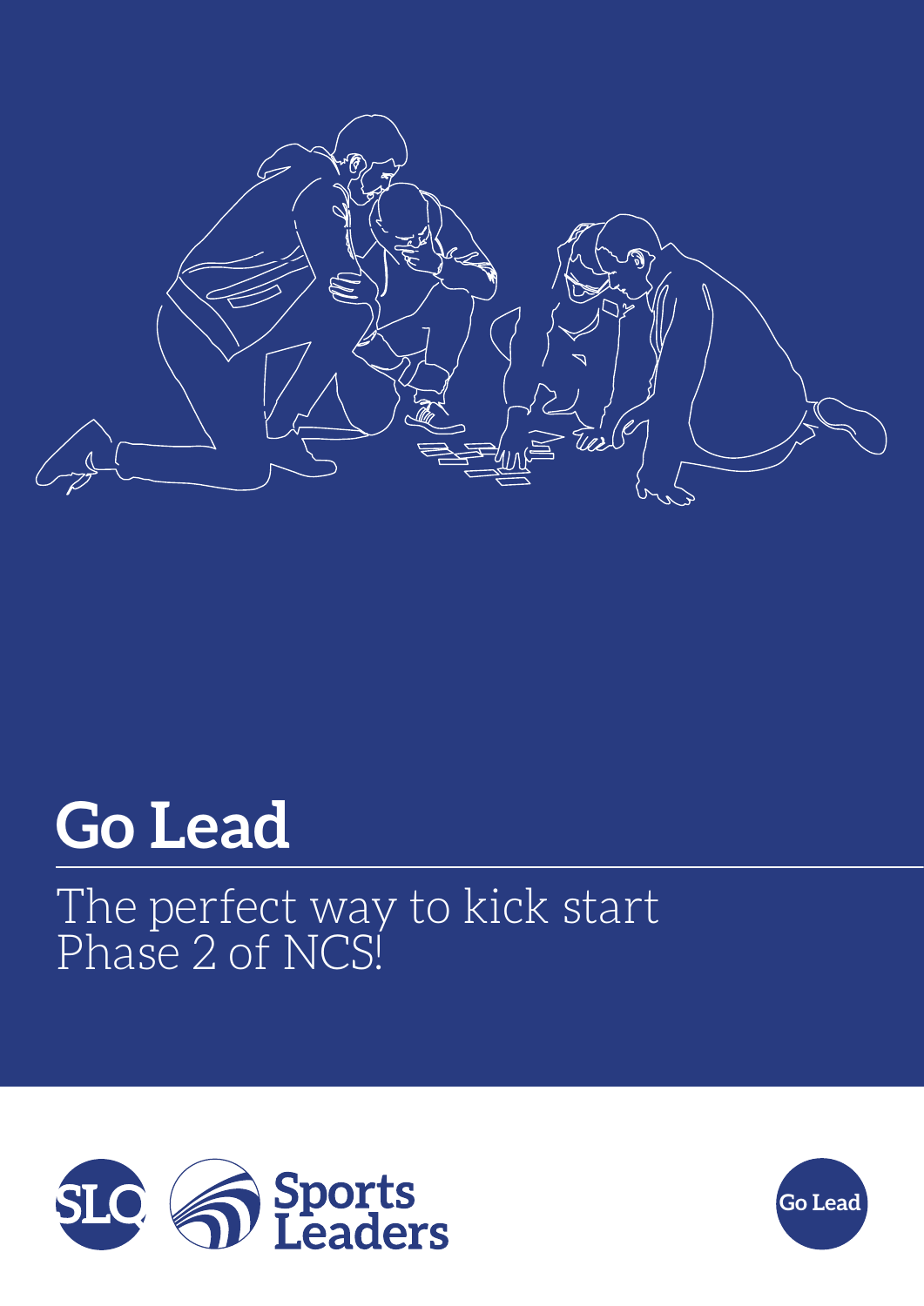# Go Lead

The perfect way to kick start Phase 2 of NCS!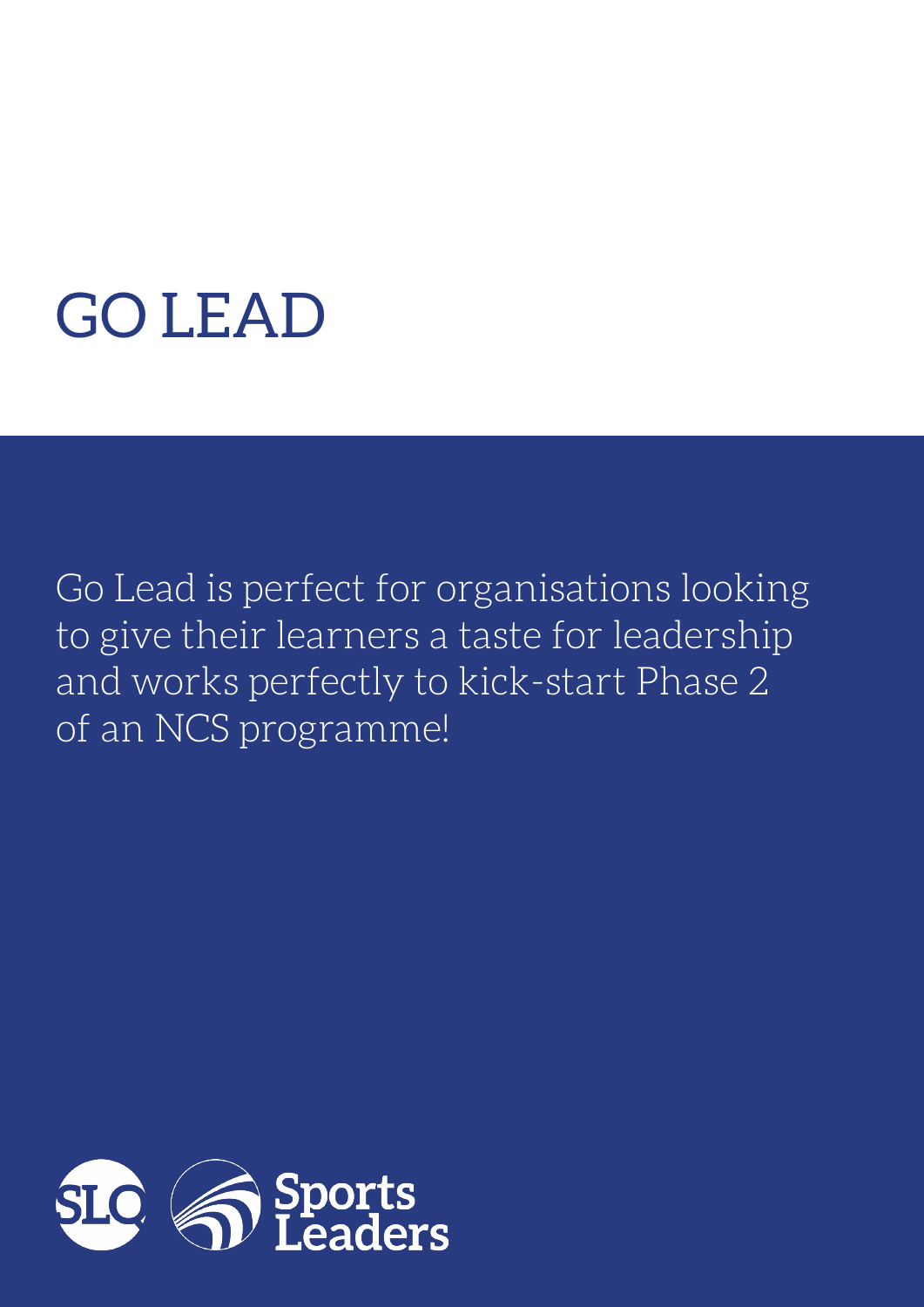# GO LEAD

Go Lead is perfect for organisations looking to give their learners a taste for leadership and works perfectly to kick-start Phase 2 of an NCS programme!

SLQ Sports Leaders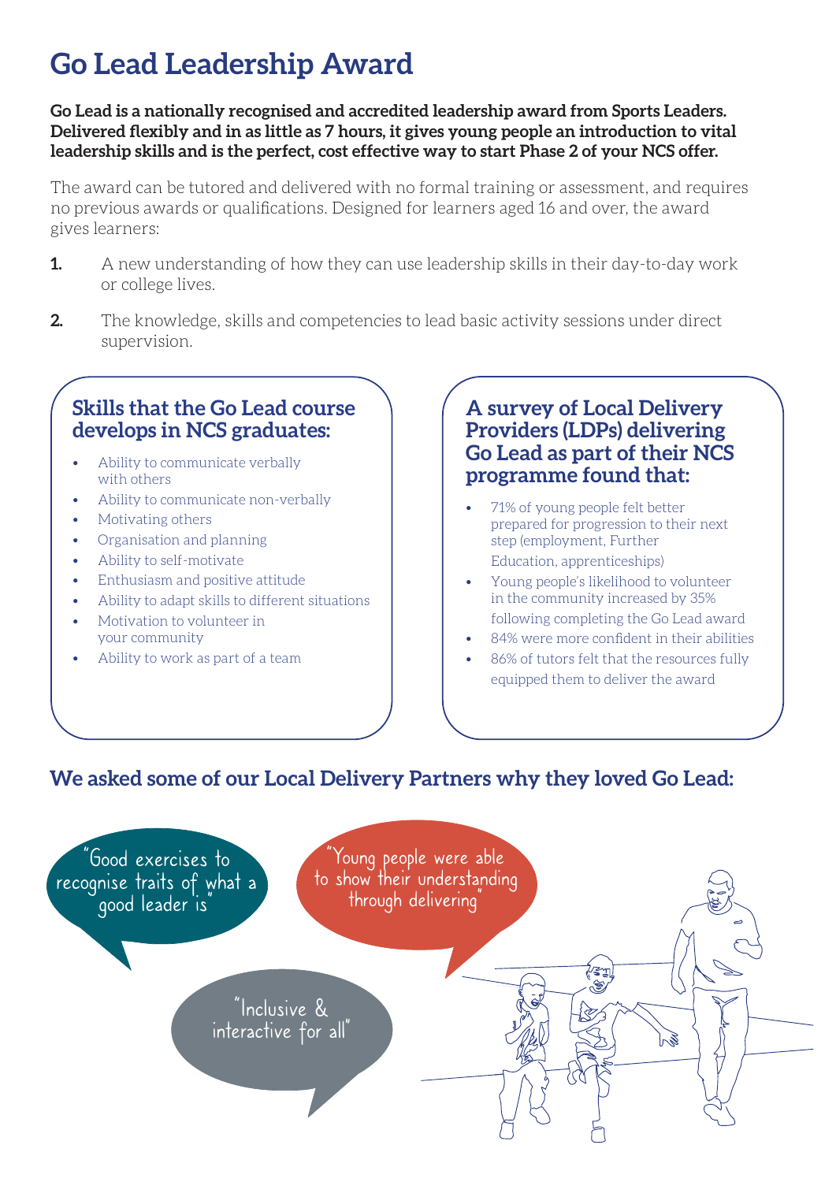# Go Lead Leadership Award

**Go Lead is a nationally recognised and accredited leadership award from Sports Leaders. Delivered flexibly and in as little as 7 hours, it gives young people an introduction to vital leadership skills and is the perfect, cost effective way to start Phase 2 of your NCS offer.**

The award can be tutored and delivered with no formal training or assessment, and requires no previous awards or qualifications. Designed for learners aged 16 and over, the award gives learners:

1. A new understanding of how they can use leadership skills in their day-to-day work or college lives.
2. The knowledge, skills and competencies to lead basic activity sessions under direct supervision.

## Skills that the Go Lead course develops in NCS graduates:

- Ability to communicate verbally with others
- Ability to communicate non-verbally
- Motivating others
- Organisation and planning
- Ability to self-motivate
- Enthusiasm and positive attitude
- Ability to adapt skills to different situations
- Motivation to volunteer in your community
- Ability to work as part of a team

## A survey of Local Delivery Providers (LDPs) delivering Go Lead as part of their NCS programme found that:

- 71% of young people felt better prepared for progression to their next step (employment, Further Education, apprenticeships)
- Young people's likelihood to volunteer in the community increased by 35% following completing the Go Lead award
- 84% were more confident in their abilities
- 86% of tutors felt that the resources fully equipped them to deliver the award

## We asked some of our Local Delivery Partners why they loved Go Lead:

"Good exercises to recognise traits of what a good leader is"

"Young people were able to show their understanding through delivering"

"Inclusive & interactive for all"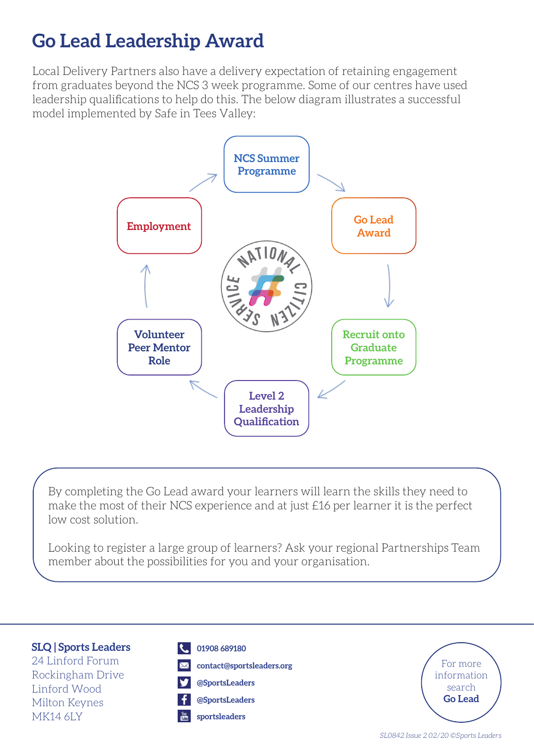# Go Lead Leadership Award

Local Delivery Partners also have a delivery expectation of retaining engagement from graduates beyond the NCS 3 week programme. Some of our centres have used leadership qualifications to help do this. The below diagram illustrates a successful model implemented by Safe in Tees Valley:

NCS Summer Programme

Go Lead Award

Recruit onto Graduate Programme

Level 2 Leadership Qualification

Volunteer Peer Mentor Role

Employment

NATIONAL CITIZEN SERVICE

By completing the Go Lead award your learners will learn the skills they need to make the most of their NCS experience and at just £16 per learner it is the perfect low cost solution.

Looking to register a large group of learners? Ask your regional Partnerships Team member about the possibilities for you and your organisation.

**SLQ | Sports Leaders**
24 Linford Forum
Rockingham Drive
Linford Wood
Milton Keynes
MK14 6LY

01908 689180
contact@sportsleaders.org
@SportsLeaders
@SportsLeaders
sportsleaders

For more information search **Go Lead**

*SL0842 Issue 2 02/20 ©Sports Leaders*